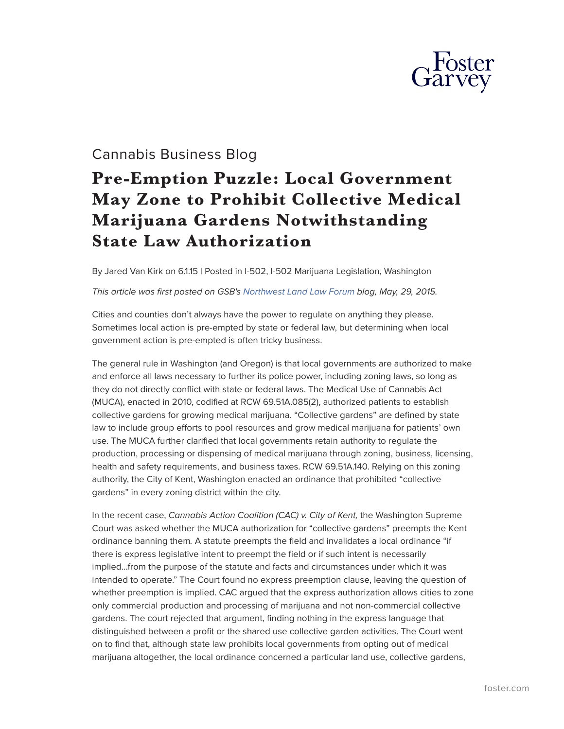Cannabis Business Blog

# Pre-Emption Puzzle: Local Government May Zone to Prohibit Collective Medical Marijuana Gardens Notwithstanding State Law Authorization

By Jared Van Kirk on 6.1.15 | Posted in I-502, I-502 Marijuana Legislation, Washington

*This article was first posted on GSB's Northwest Land Law Forum blog, May, 29, 2015.*

Cities and counties don't always have the power to regulate on anything they please. Sometimes local action is pre-empted by state or federal law, but determining when local government action is pre-empted is often tricky business.

The general rule in Washington (and Oregon) is that local governments are authorized to make and enforce all laws necessary to further its police power, including zoning laws, so long as they do not directly conflict with state or federal laws. The Medical Use of Cannabis Act (MUCA), enacted in 2010, codified at RCW 69.51A.085(2), authorized patients to establish collective gardens for growing medical marijuana. "Collective gardens" are defined by state law to include group efforts to pool resources and grow medical marijuana for patients' own use. The MUCA further clarified that local governments retain authority to regulate the production, processing or dispensing of medical marijuana through zoning, business, licensing, health and safety requirements, and business taxes. RCW 69.51A.140. Relying on this zoning authority, the City of Kent, Washington enacted an ordinance that prohibited "collective gardens" in every zoning district within the city.

In the recent case, *Cannabis Action Coalition (CAC) v. City of Kent,* the Washington Supreme Court was asked whether the MUCA authorization for "collective gardens" preempts the Kent ordinance banning them. A statute preempts the field and invalidates a local ordinance "if there is express legislative intent to preempt the field or if such intent is necessarily implied…from the purpose of the statute and facts and circumstances under which it was intended to operate." The Court found no express preemption clause, leaving the question of whether preemption is implied. CAC argued that the express authorization allows cities to zone only commercial production and processing of marijuana and not non-commercial collective gardens. The court rejected that argument, finding nothing in the express language that distinguished between a profit or the shared use collective garden activities. The Court went on to find that, although state law prohibits local governments from opting out of medical marijuana altogether, the local ordinance concerned a particular land use, collective gardens,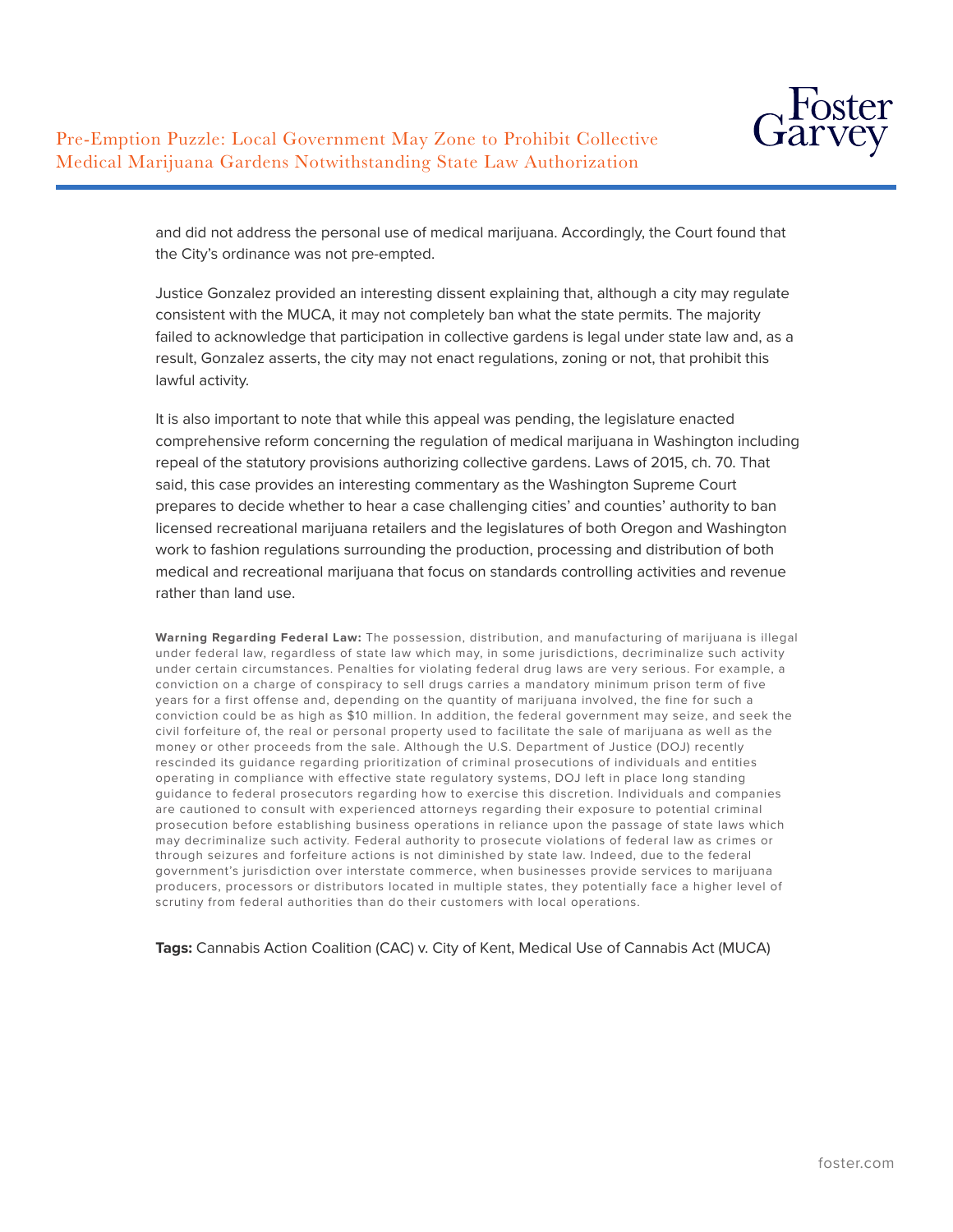and did not address the personal use of medical marijuana. Accordingly, the Court found that the City's ordinance was not pre-empted.

Justice Gonzalez provided an interesting dissent explaining that, although a city may regulate consistent with the MUCA, it may not completely ban what the state permits. The majority failed to acknowledge that participation in collective gardens is legal under state law and, as a result, Gonzalez asserts, the city may not enact regulations, zoning or not, that prohibit this lawful activity.

It is also important to note that while this appeal was pending, the legislature enacted comprehensive reform concerning the regulation of medical marijuana in Washington including repeal of the statutory provisions authorizing collective gardens. Laws of 2015, ch. 70. That said, this case provides an interesting commentary as the Washington Supreme Court prepares to decide whether to hear a case challenging cities' and counties' authority to ban licensed recreational marijuana retailers and the legislatures of both Oregon and Washington work to fashion regulations surrounding the production, processing and distribution of both medical and recreational marijuana that focus on standards controlling activities and revenue rather than land use.

**Warning Regarding Federal Law:** The possession, distribution, and manufacturing of marijuana is illegal under federal law, regardless of state law which may, in some jurisdictions, decriminalize such activity under certain circumstances. Penalties for violating federal drug laws are very serious. For example, a conviction on a charge of conspiracy to sell drugs carries a mandatory minimum prison term of five years for a first offense and, depending on the quantity of marijuana involved, the fine for such a conviction could be as high as $10 million. In addition, the federal government may seize, and seek the civil forfeiture of, the real or personal property used to facilitate the sale of marijuana as well as the money or other proceeds from the sale. Although the U.S. Department of Justice (DOJ) recently rescinded its guidance regarding prioritization of criminal prosecutions of individuals and entities operating in compliance with effective state regulatory systems, DOJ left in place long standing guidance to federal prosecutors regarding how to exercise this discretion. Individuals and companies are cautioned to consult with experienced attorneys regarding their exposure to potential criminal prosecution before establishing business operations in reliance upon the passage of state laws which may decriminalize such activity. Federal authority to prosecute violations of federal law as crimes or through seizures and forfeiture actions is not diminished by state law. Indeed, due to the federal government's jurisdiction over interstate commerce, when businesses provide services to marijuana producers, processors or distributors located in multiple states, they potentially face a higher level of scrutiny from federal authorities than do their customers with local operations.

**Tags:** Cannabis Action Coalition (CAC) v. City of Kent, Medical Use of Cannabis Act (MUCA)